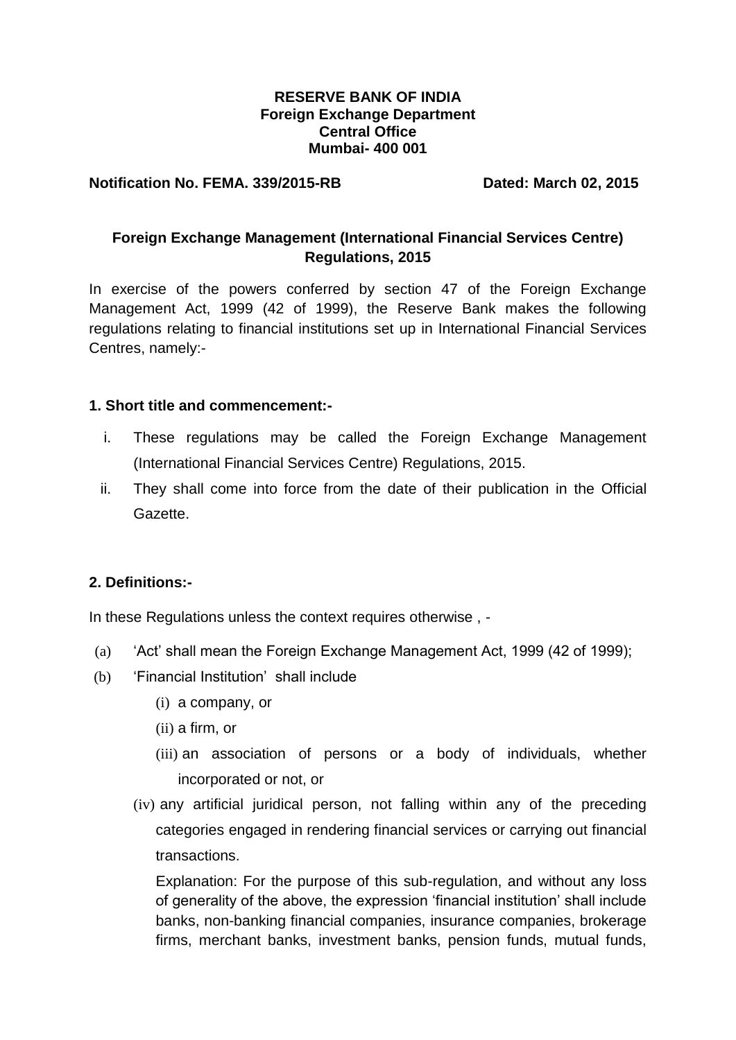**RESERVE BANK OF INDIA**
**Foreign Exchange Department**
**Central Office**
**Mumbai- 400 001**

**Notification No. FEMA. 339/2015-RB** **Dated: March 02, 2015**

## Foreign Exchange Management (International Financial Services Centre) Regulations, 2015

In exercise of the powers conferred by section 47 of the Foreign Exchange Management Act, 1999 (42 of 1999), the Reserve Bank makes the following regulations relating to financial institutions set up in International Financial Services Centres, namely:-

### 1. Short title and commencement:-

i. These regulations may be called the Foreign Exchange Management (International Financial Services Centre) Regulations, 2015.

ii. They shall come into force from the date of their publication in the Official Gazette.

### 2. Definitions:-

In these Regulations unless the context requires otherwise , -

(a) 'Act' shall mean the Foreign Exchange Management Act, 1999 (42 of 1999);

(b) 'Financial Institution' shall include

(i) a company, or

(ii) a firm, or

(iii) an association of persons or a body of individuals, whether incorporated or not, or

(iv) any artificial juridical person, not falling within any of the preceding categories engaged in rendering financial services or carrying out financial transactions.

Explanation: For the purpose of this sub-regulation, and without any loss of generality of the above, the expression 'financial institution' shall include banks, non-banking financial companies, insurance companies, brokerage firms, merchant banks, investment banks, pension funds, mutual funds,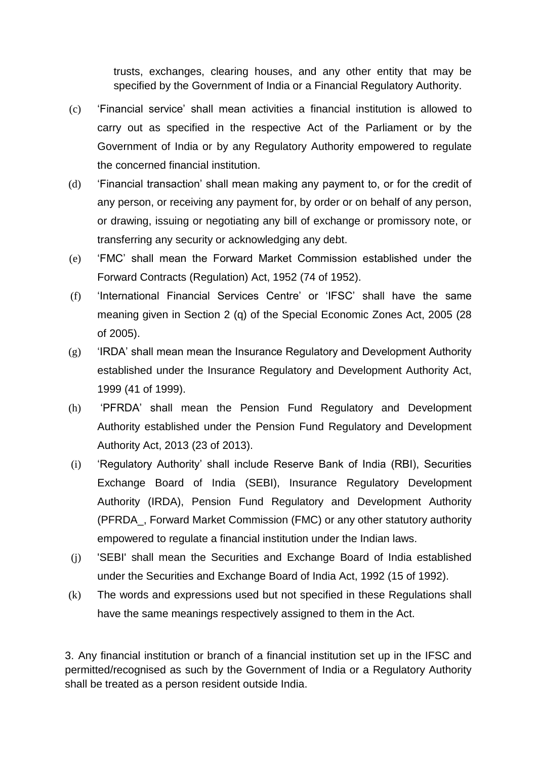trusts, exchanges, clearing houses, and any other entity that may be specified by the Government of India or a Financial Regulatory Authority.

(c) 'Financial service' shall mean activities a financial institution is allowed to carry out as specified in the respective Act of the Parliament or by the Government of India or by any Regulatory Authority empowered to regulate the concerned financial institution.

(d) 'Financial transaction' shall mean making any payment to, or for the credit of any person, or receiving any payment for, by order or on behalf of any person, or drawing, issuing or negotiating any bill of exchange or promissory note, or transferring any security or acknowledging any debt.

(e) 'FMC' shall mean the Forward Market Commission established under the Forward Contracts (Regulation) Act, 1952 (74 of 1952).

(f) 'International Financial Services Centre' or 'IFSC' shall have the same meaning given in Section 2 (q) of the Special Economic Zones Act, 2005 (28 of 2005).

(g) 'IRDA' shall mean mean the Insurance Regulatory and Development Authority established under the Insurance Regulatory and Development Authority Act, 1999 (41 of 1999).

(h) 'PFRDA' shall mean the Pension Fund Regulatory and Development Authority established under the Pension Fund Regulatory and Development Authority Act, 2013 (23 of 2013).

(i) 'Regulatory Authority' shall include Reserve Bank of India (RBI), Securities Exchange Board of India (SEBI), Insurance Regulatory Development Authority (IRDA), Pension Fund Regulatory and Development Authority (PFRDA_, Forward Market Commission (FMC) or any other statutory authority empowered to regulate a financial institution under the Indian laws.

(j) 'SEBI' shall mean the Securities and Exchange Board of India established under the Securities and Exchange Board of India Act, 1992 (15 of 1992).

(k) The words and expressions used but not specified in these Regulations shall have the same meanings respectively assigned to them in the Act.

3. Any financial institution or branch of a financial institution set up in the IFSC and permitted/recognised as such by the Government of India or a Regulatory Authority shall be treated as a person resident outside India.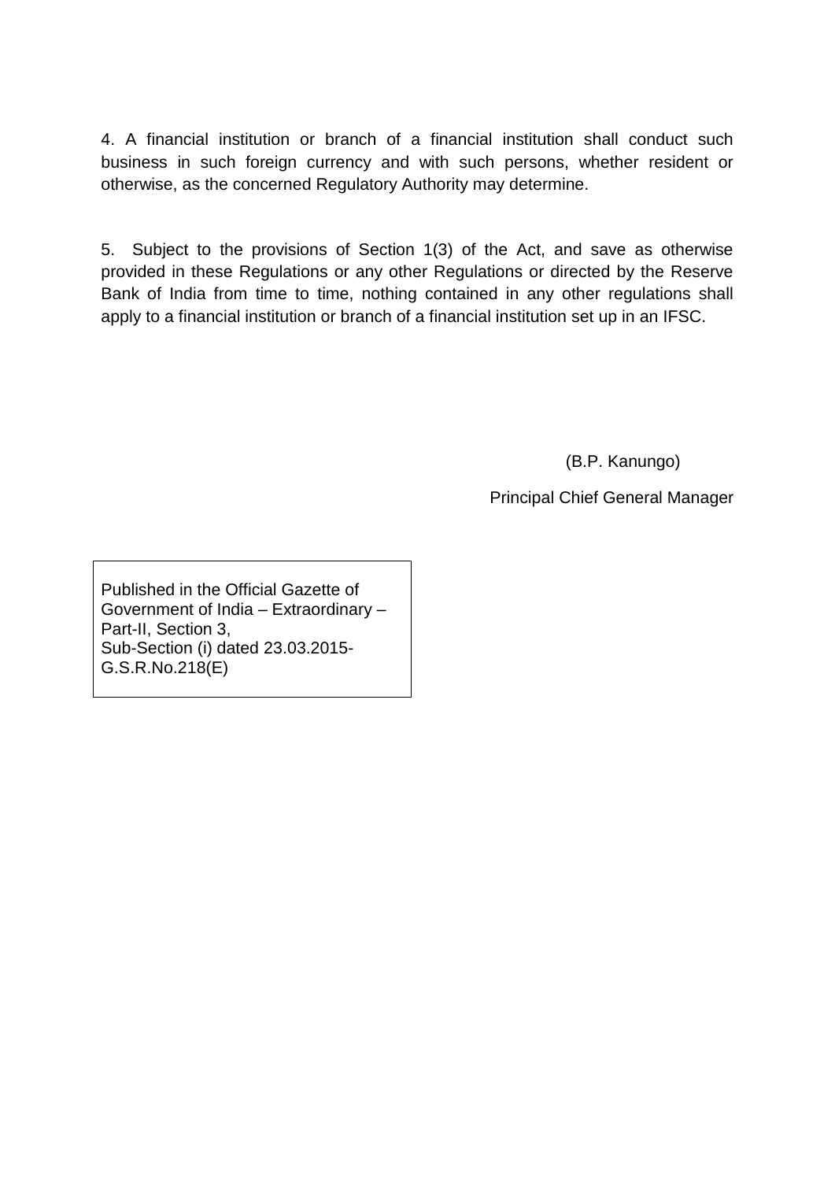4. A financial institution or branch of a financial institution shall conduct such business in such foreign currency and with such persons, whether resident or otherwise, as the concerned Regulatory Authority may determine.

5. Subject to the provisions of Section 1(3) of the Act, and save as otherwise provided in these Regulations or any other Regulations or directed by the Reserve Bank of India from time to time, nothing contained in any other regulations shall apply to a financial institution or branch of a financial institution set up in an IFSC.

(B.P. Kanungo)

Principal Chief General Manager

Published in the Official Gazette of Government of India – Extraordinary – Part-II, Section 3,
Sub-Section (i) dated 23.03.2015-G.S.R.No.218(E)